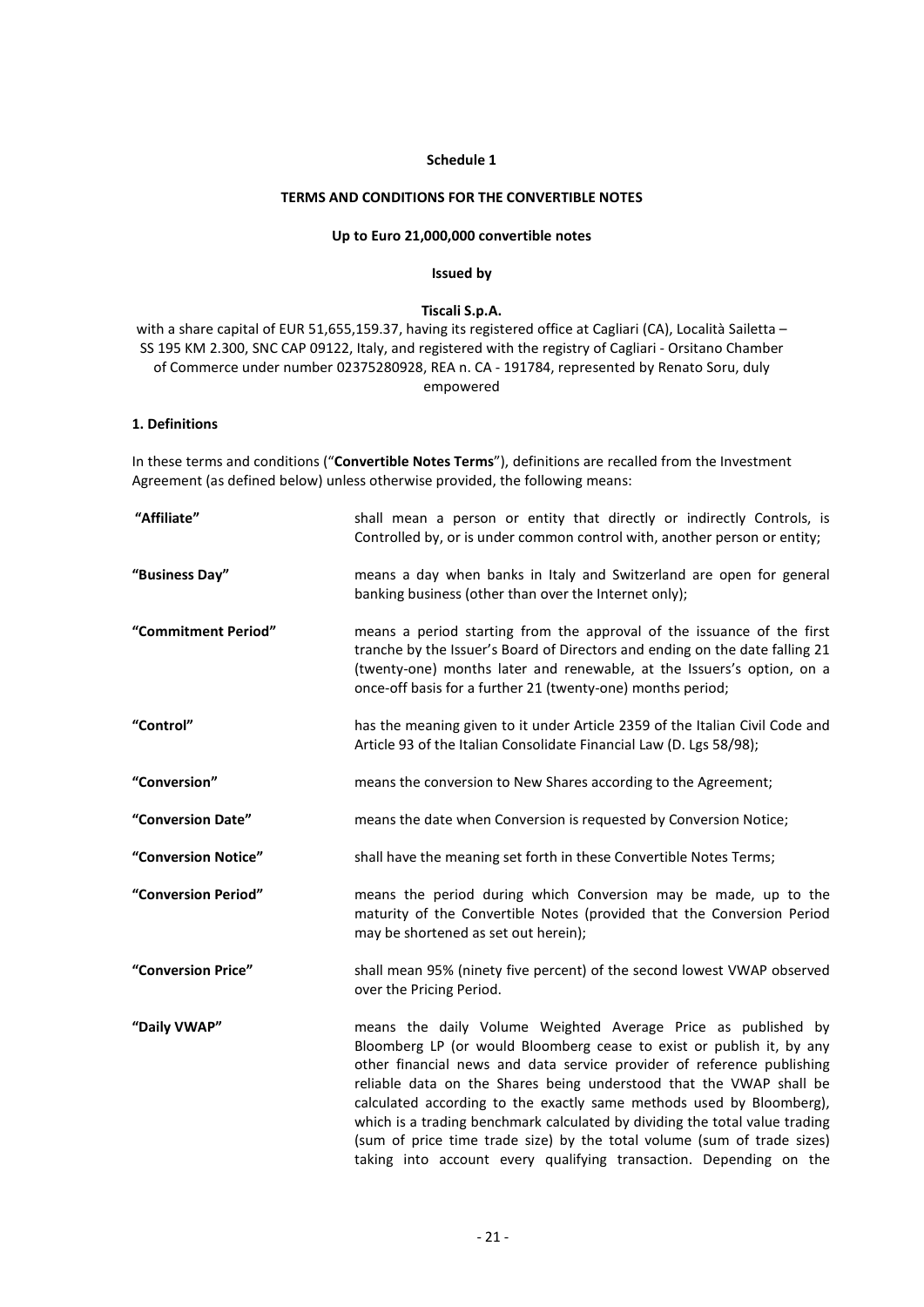**Schedule 1**

**TERMS AND CONDITIONS FOR THE CONVERTIBLE NOTES**

**Up to Euro 21,000,000 convertible notes**

**Issued by**

**Tiscali S.p.A.**

with a share capital of EUR 51,655,159.37, having its registered office at Cagliari (CA), Località Sailetta – SS 195 KM 2.300, SNC CAP 09122, Italy, and registered with the registry of Cagliari - Orsitano Chamber of Commerce under number 02375280928, REA n. CA - 191784, represented by Renato Soru, duly empowered

**1. Definitions**

In these terms and conditions ("**Convertible Notes Terms**"), definitions are recalled from the Investment Agreement (as defined below) unless otherwise provided, the following means:

| | |
|---|---|
| **"Affiliate"** | shall mean a person or entity that directly or indirectly Controls, is Controlled by, or is under common control with, another person or entity; |
| **"Business Day"** | means a day when banks in Italy and Switzerland are open for general banking business (other than over the Internet only); |
| **"Commitment Period"** | means a period starting from the approval of the issuance of the first tranche by the Issuer's Board of Directors and ending on the date falling 21 (twenty-one) months later and renewable, at the Issuers's option, on a once-off basis for a further 21 (twenty-one) months period; |
| **"Control"** | has the meaning given to it under Article 2359 of the Italian Civil Code and Article 93 of the Italian Consolidate Financial Law (D. Lgs 58/98); |
| **"Conversion"** | means the conversion to New Shares according to the Agreement; |
| **"Conversion Date"** | means the date when Conversion is requested by Conversion Notice; |
| **"Conversion Notice"** | shall have the meaning set forth in these Convertible Notes Terms; |
| **"Conversion Period"** | means the period during which Conversion may be made, up to the maturity of the Convertible Notes (provided that the Conversion Period may be shortened as set out herein); |
| **"Conversion Price"** | shall mean 95% (ninety five percent) of the second lowest VWAP observed over the Pricing Period. |
| **"Daily VWAP"** | means the daily Volume Weighted Average Price as published by Bloomberg LP (or would Bloomberg cease to exist or publish it, by any other financial news and data service provider of reference publishing reliable data on the Shares being understood that the VWAP shall be calculated according to the exactly same methods used by Bloomberg), which is a trading benchmark calculated by dividing the total value trading (sum of price time trade size) by the total volume (sum of trade sizes) taking into account every qualifying transaction. Depending on the |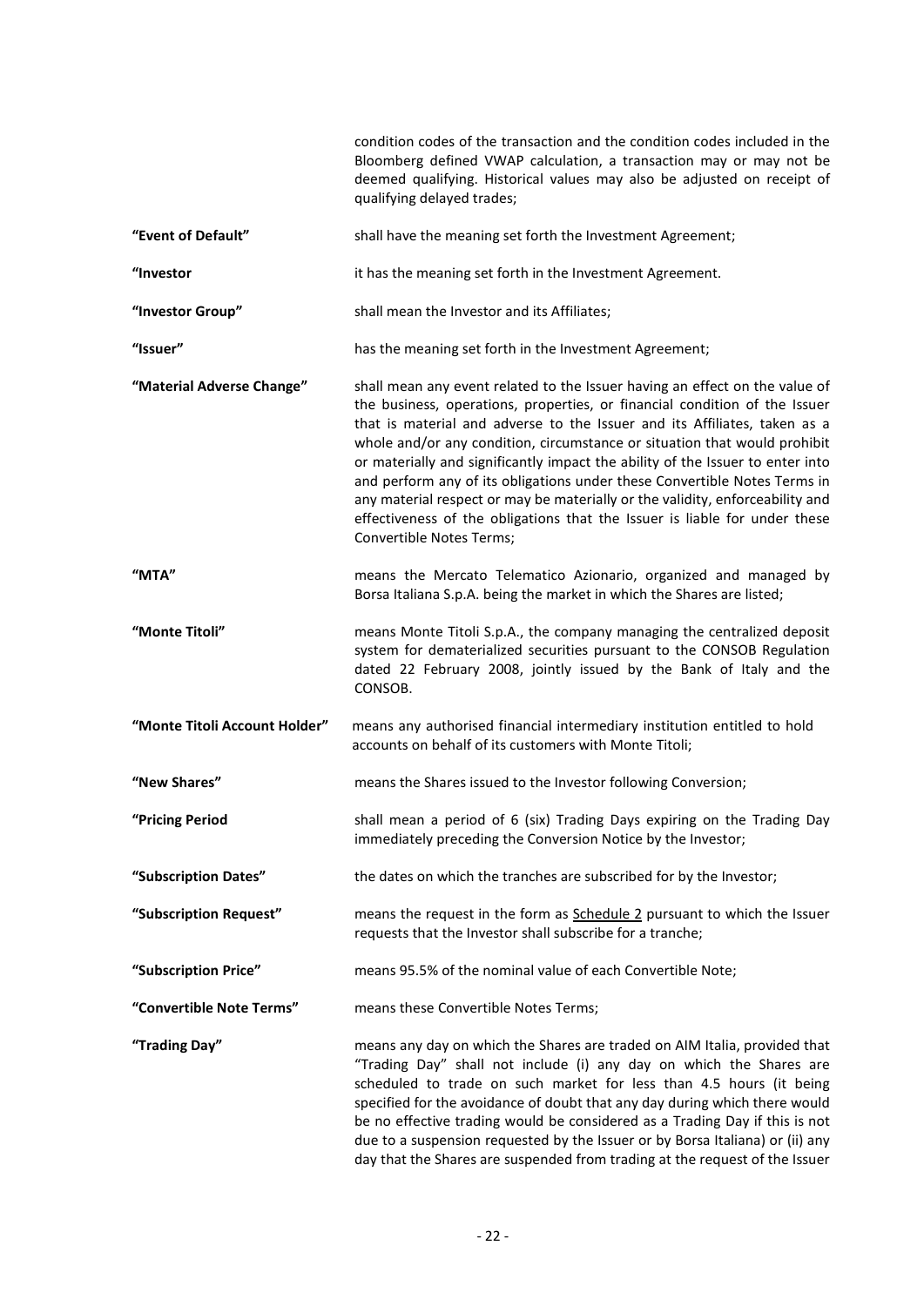condition codes of the transaction and the condition codes included in the Bloomberg defined VWAP calculation, a transaction may or may not be deemed qualifying. Historical values may also be adjusted on receipt of qualifying delayed trades;

**"Event of Default"** shall have the meaning set forth the Investment Agreement;

**"Investor** it has the meaning set forth in the Investment Agreement.

**"Investor Group"** shall mean the Investor and its Affiliates;

**"Issuer"** has the meaning set forth in the Investment Agreement;

**"Material Adverse Change"** shall mean any event related to the Issuer having an effect on the value of the business, operations, properties, or financial condition of the Issuer that is material and adverse to the Issuer and its Affiliates, taken as a whole and/or any condition, circumstance or situation that would prohibit or materially and significantly impact the ability of the Issuer to enter into and perform any of its obligations under these Convertible Notes Terms in any material respect or may be materially or the validity, enforceability and effectiveness of the obligations that the Issuer is liable for under these Convertible Notes Terms;

**"MTA"** means the Mercato Telematico Azionario, organized and managed by Borsa Italiana S.p.A. being the market in which the Shares are listed;

**"Monte Titoli"** means Monte Titoli S.p.A., the company managing the centralized deposit system for dematerialized securities pursuant to the CONSOB Regulation dated 22 February 2008, jointly issued by the Bank of Italy and the CONSOB.

**"Monte Titoli Account Holder"** means any authorised financial intermediary institution entitled to hold accounts on behalf of its customers with Monte Titoli;

**"New Shares"** means the Shares issued to the Investor following Conversion;

**"Pricing Period** shall mean a period of 6 (six) Trading Days expiring on the Trading Day immediately preceding the Conversion Notice by the Investor;

**"Subscription Dates"** the dates on which the tranches are subscribed for by the Investor;

**"Subscription Request"** means the request in the form as Schedule 2 pursuant to which the Issuer requests that the Investor shall subscribe for a tranche;

**"Subscription Price"** means 95.5% of the nominal value of each Convertible Note;

**"Convertible Note Terms"** means these Convertible Notes Terms;

**"Trading Day"** means any day on which the Shares are traded on AIM Italia, provided that "Trading Day" shall not include (i) any day on which the Shares are scheduled to trade on such market for less than 4.5 hours (it being specified for the avoidance of doubt that any day during which there would be no effective trading would be considered as a Trading Day if this is not due to a suspension requested by the Issuer or by Borsa Italiana) or (ii) any day that the Shares are suspended from trading at the request of the Issuer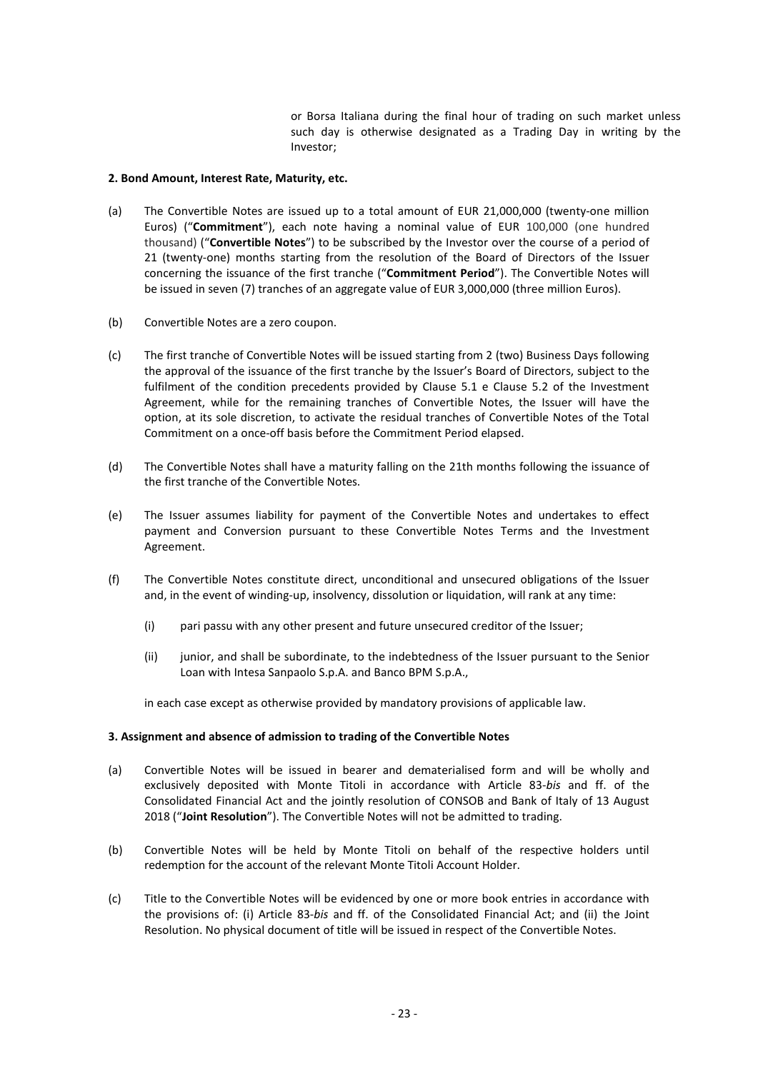or Borsa Italiana during the final hour of trading on such market unless such day is otherwise designated as a Trading Day in writing by the Investor;

**2. Bond Amount, Interest Rate, Maturity, etc.**

(a) The Convertible Notes are issued up to a total amount of EUR 21,000,000 (twenty-one million Euros) ("**Commitment**"), each note having a nominal value of EUR 100,000 (one hundred thousand) ("**Convertible Notes**") to be subscribed by the Investor over the course of a period of 21 (twenty-one) months starting from the resolution of the Board of Directors of the Issuer concerning the issuance of the first tranche ("**Commitment Period**"). The Convertible Notes will be issued in seven (7) tranches of an aggregate value of EUR 3,000,000 (three million Euros).

(b) Convertible Notes are a zero coupon.

(c) The first tranche of Convertible Notes will be issued starting from 2 (two) Business Days following the approval of the issuance of the first tranche by the Issuer's Board of Directors, subject to the fulfilment of the condition precedents provided by Clause 5.1 e Clause 5.2 of the Investment Agreement, while for the remaining tranches of Convertible Notes, the Issuer will have the option, at its sole discretion, to activate the residual tranches of Convertible Notes of the Total Commitment on a once-off basis before the Commitment Period elapsed.

(d) The Convertible Notes shall have a maturity falling on the 21th months following the issuance of the first tranche of the Convertible Notes.

(e) The Issuer assumes liability for payment of the Convertible Notes and undertakes to effect payment and Conversion pursuant to these Convertible Notes Terms and the Investment Agreement.

(f) The Convertible Notes constitute direct, unconditional and unsecured obligations of the Issuer and, in the event of winding-up, insolvency, dissolution or liquidation, will rank at any time:

  (i) pari passu with any other present and future unsecured creditor of the Issuer;

  (ii) junior, and shall be subordinate, to the indebtedness of the Issuer pursuant to the Senior Loan with Intesa Sanpaolo S.p.A. and Banco BPM S.p.A.,

in each case except as otherwise provided by mandatory provisions of applicable law.

**3. Assignment and absence of admission to trading of the Convertible Notes**

(a) Convertible Notes will be issued in bearer and dematerialised form and will be wholly and exclusively deposited with Monte Titoli in accordance with Article 83-*bis* and ff. of the Consolidated Financial Act and the jointly resolution of CONSOB and Bank of Italy of 13 August 2018 ("**Joint Resolution**"). The Convertible Notes will not be admitted to trading.

(b) Convertible Notes will be held by Monte Titoli on behalf of the respective holders until redemption for the account of the relevant Monte Titoli Account Holder.

(c) Title to the Convertible Notes will be evidenced by one or more book entries in accordance with the provisions of: (i) Article 83-*bis* and ff. of the Consolidated Financial Act; and (ii) the Joint Resolution. No physical document of title will be issued in respect of the Convertible Notes.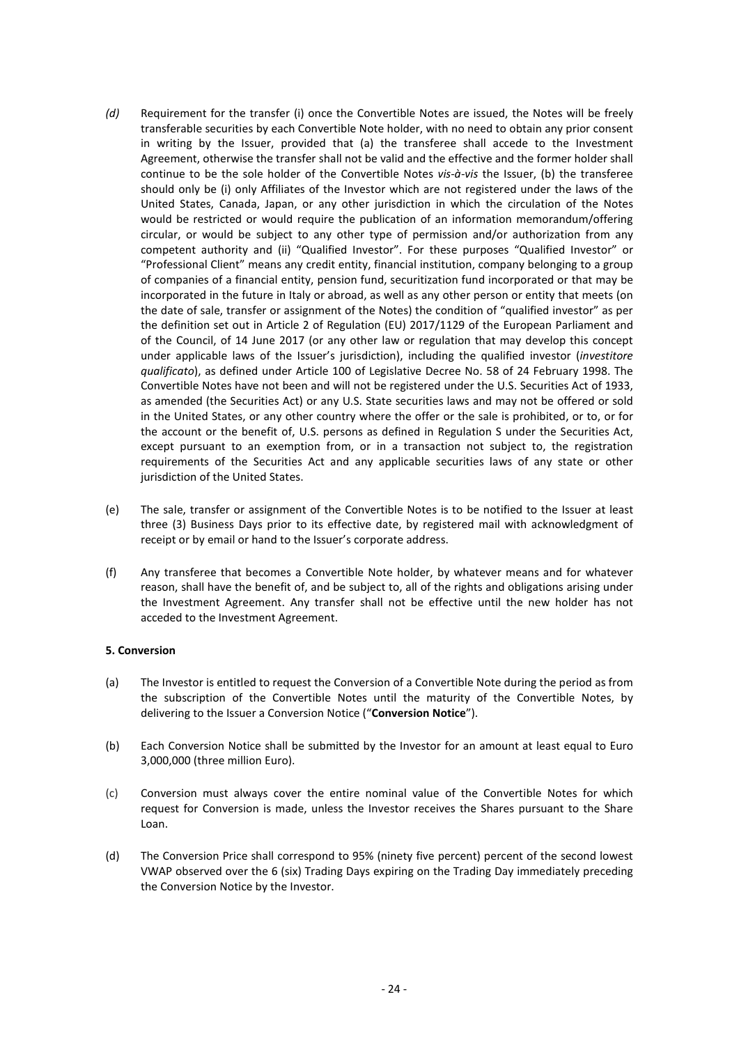*(d)* Requirement for the transfer (i) once the Convertible Notes are issued, the Notes will be freely transferable securities by each Convertible Note holder, with no need to obtain any prior consent in writing by the Issuer, provided that (a) the transferee shall accede to the Investment Agreement, otherwise the transfer shall not be valid and the effective and the former holder shall continue to be the sole holder of the Convertible Notes *vis-à-vis* the Issuer, (b) the transferee should only be (i) only Affiliates of the Investor which are not registered under the laws of the United States, Canada, Japan, or any other jurisdiction in which the circulation of the Notes would be restricted or would require the publication of an information memorandum/offering circular, or would be subject to any other type of permission and/or authorization from any competent authority and (ii) "Qualified Investor". For these purposes "Qualified Investor" or "Professional Client" means any credit entity, financial institution, company belonging to a group of companies of a financial entity, pension fund, securitization fund incorporated or that may be incorporated in the future in Italy or abroad, as well as any other person or entity that meets (on the date of sale, transfer or assignment of the Notes) the condition of "qualified investor" as per the definition set out in Article 2 of Regulation (EU) 2017/1129 of the European Parliament and of the Council, of 14 June 2017 (or any other law or regulation that may develop this concept under applicable laws of the Issuer's jurisdiction), including the qualified investor (*investitore qualificato*), as defined under Article 100 of Legislative Decree No. 58 of 24 February 1998. The Convertible Notes have not been and will not be registered under the U.S. Securities Act of 1933, as amended (the Securities Act) or any U.S. State securities laws and may not be offered or sold in the United States, or any other country where the offer or the sale is prohibited, or to, or for the account or the benefit of, U.S. persons as defined in Regulation S under the Securities Act, except pursuant to an exemption from, or in a transaction not subject to, the registration requirements of the Securities Act and any applicable securities laws of any state or other jurisdiction of the United States.

(e) The sale, transfer or assignment of the Convertible Notes is to be notified to the Issuer at least three (3) Business Days prior to its effective date, by registered mail with acknowledgment of receipt or by email or hand to the Issuer's corporate address.

(f) Any transferee that becomes a Convertible Note holder, by whatever means and for whatever reason, shall have the benefit of, and be subject to, all of the rights and obligations arising under the Investment Agreement. Any transfer shall not be effective until the new holder has not acceded to the Investment Agreement.

**5. Conversion**

(a) The Investor is entitled to request the Conversion of a Convertible Note during the period as from the subscription of the Convertible Notes until the maturity of the Convertible Notes, by delivering to the Issuer a Conversion Notice ("**Conversion Notice**").

(b) Each Conversion Notice shall be submitted by the Investor for an amount at least equal to Euro 3,000,000 (three million Euro).

(c) Conversion must always cover the entire nominal value of the Convertible Notes for which request for Conversion is made, unless the Investor receives the Shares pursuant to the Share Loan.

(d) The Conversion Price shall correspond to 95% (ninety five percent) percent of the second lowest VWAP observed over the 6 (six) Trading Days expiring on the Trading Day immediately preceding the Conversion Notice by the Investor.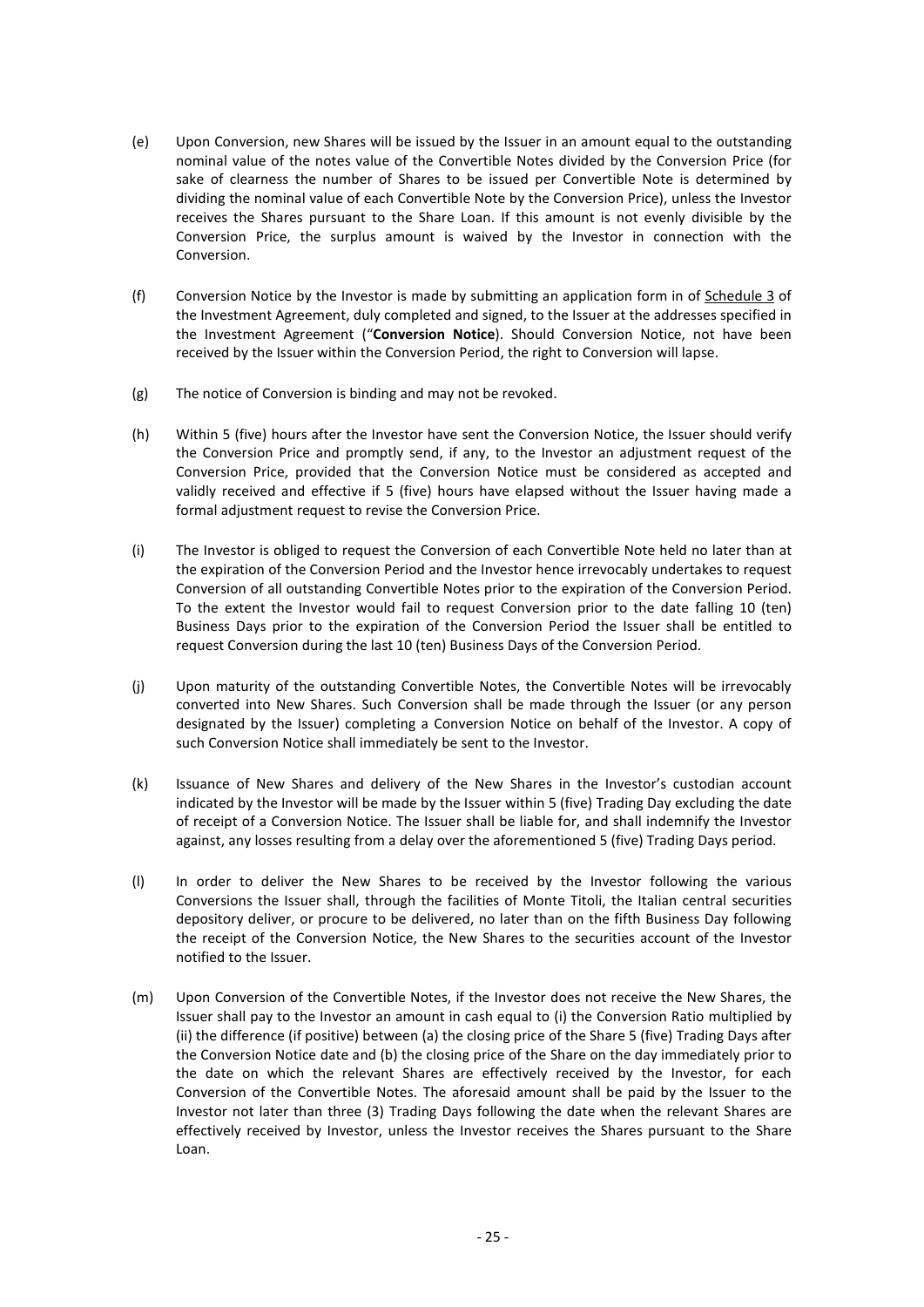(e) Upon Conversion, new Shares will be issued by the Issuer in an amount equal to the outstanding nominal value of the notes value of the Convertible Notes divided by the Conversion Price (for sake of clearness the number of Shares to be issued per Convertible Note is determined by dividing the nominal value of each Convertible Note by the Conversion Price), unless the Investor receives the Shares pursuant to the Share Loan. If this amount is not evenly divisible by the Conversion Price, the surplus amount is waived by the Investor in connection with the Conversion.

(f) Conversion Notice by the Investor is made by submitting an application form in of Schedule 3 of the Investment Agreement, duly completed and signed, to the Issuer at the addresses specified in the Investment Agreement ("**Conversion Notice**). Should Conversion Notice, not have been received by the Issuer within the Conversion Period, the right to Conversion will lapse.

(g) The notice of Conversion is binding and may not be revoked.

(h) Within 5 (five) hours after the Investor have sent the Conversion Notice, the Issuer should verify the Conversion Price and promptly send, if any, to the Investor an adjustment request of the Conversion Price, provided that the Conversion Notice must be considered as accepted and validly received and effective if 5 (five) hours have elapsed without the Issuer having made a formal adjustment request to revise the Conversion Price.

(i) The Investor is obliged to request the Conversion of each Convertible Note held no later than at the expiration of the Conversion Period and the Investor hence irrevocably undertakes to request Conversion of all outstanding Convertible Notes prior to the expiration of the Conversion Period. To the extent the Investor would fail to request Conversion prior to the date falling 10 (ten) Business Days prior to the expiration of the Conversion Period the Issuer shall be entitled to request Conversion during the last 10 (ten) Business Days of the Conversion Period.

(j) Upon maturity of the outstanding Convertible Notes, the Convertible Notes will be irrevocably converted into New Shares. Such Conversion shall be made through the Issuer (or any person designated by the Issuer) completing a Conversion Notice on behalf of the Investor. A copy of such Conversion Notice shall immediately be sent to the Investor.

(k) Issuance of New Shares and delivery of the New Shares in the Investor's custodian account indicated by the Investor will be made by the Issuer within 5 (five) Trading Day excluding the date of receipt of a Conversion Notice. The Issuer shall be liable for, and shall indemnify the Investor against, any losses resulting from a delay over the aforementioned 5 (five) Trading Days period.

(l) In order to deliver the New Shares to be received by the Investor following the various Conversions the Issuer shall, through the facilities of Monte Titoli, the Italian central securities depository deliver, or procure to be delivered, no later than on the fifth Business Day following the receipt of the Conversion Notice, the New Shares to the securities account of the Investor notified to the Issuer.

(m) Upon Conversion of the Convertible Notes, if the Investor does not receive the New Shares, the Issuer shall pay to the Investor an amount in cash equal to (i) the Conversion Ratio multiplied by (ii) the difference (if positive) between (a) the closing price of the Share 5 (five) Trading Days after the Conversion Notice date and (b) the closing price of the Share on the day immediately prior to the date on which the relevant Shares are effectively received by the Investor, for each Conversion of the Convertible Notes. The aforesaid amount shall be paid by the Issuer to the Investor not later than three (3) Trading Days following the date when the relevant Shares are effectively received by Investor, unless the Investor receives the Shares pursuant to the Share Loan.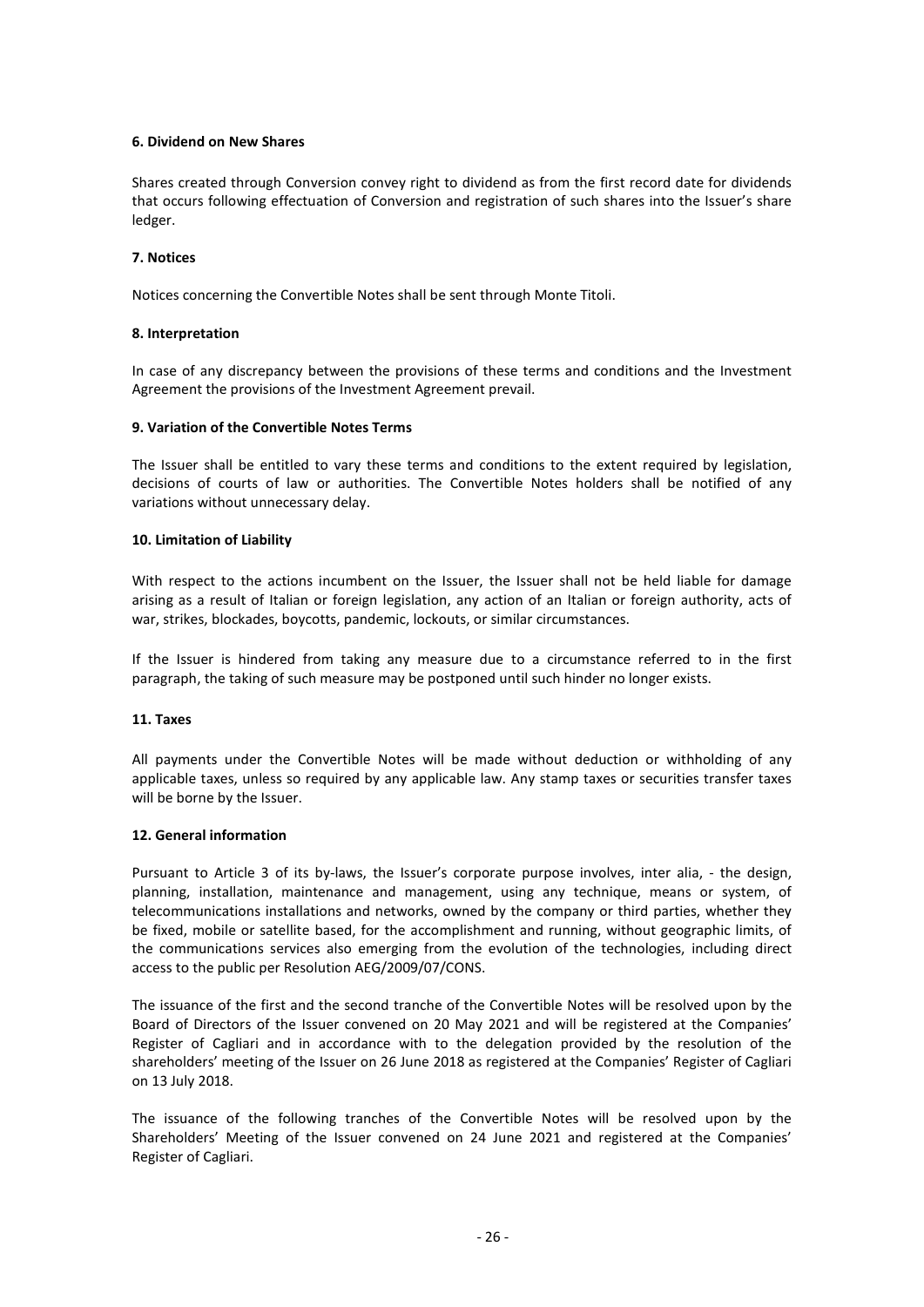### 6. Dividend on New Shares

Shares created through Conversion convey right to dividend as from the first record date for dividends that occurs following effectuation of Conversion and registration of such shares into the Issuer's share ledger.

### 7. Notices

Notices concerning the Convertible Notes shall be sent through Monte Titoli.

### 8. Interpretation

In case of any discrepancy between the provisions of these terms and conditions and the Investment Agreement the provisions of the Investment Agreement prevail.

### 9. Variation of the Convertible Notes Terms

The Issuer shall be entitled to vary these terms and conditions to the extent required by legislation, decisions of courts of law or authorities. The Convertible Notes holders shall be notified of any variations without unnecessary delay.

### 10. Limitation of Liability

With respect to the actions incumbent on the Issuer, the Issuer shall not be held liable for damage arising as a result of Italian or foreign legislation, any action of an Italian or foreign authority, acts of war, strikes, blockades, boycotts, pandemic, lockouts, or similar circumstances.

If the Issuer is hindered from taking any measure due to a circumstance referred to in the first paragraph, the taking of such measure may be postponed until such hinder no longer exists.

### 11. Taxes

All payments under the Convertible Notes will be made without deduction or withholding of any applicable taxes, unless so required by any applicable law. Any stamp taxes or securities transfer taxes will be borne by the Issuer.

### 12. General information

Pursuant to Article 3 of its by-laws, the Issuer's corporate purpose involves, inter alia, - the design, planning, installation, maintenance and management, using any technique, means or system, of telecommunications installations and networks, owned by the company or third parties, whether they be fixed, mobile or satellite based, for the accomplishment and running, without geographic limits, of the communications services also emerging from the evolution of the technologies, including direct access to the public per Resolution AEG/2009/07/CONS.

The issuance of the first and the second tranche of the Convertible Notes will be resolved upon by the Board of Directors of the Issuer convened on 20 May 2021 and will be registered at the Companies' Register of Cagliari and in accordance with to the delegation provided by the resolution of the shareholders' meeting of the Issuer on 26 June 2018 as registered at the Companies' Register of Cagliari on 13 July 2018.

The issuance of the following tranches of the Convertible Notes will be resolved upon by the Shareholders' Meeting of the Issuer convened on 24 June 2021 and registered at the Companies' Register of Cagliari.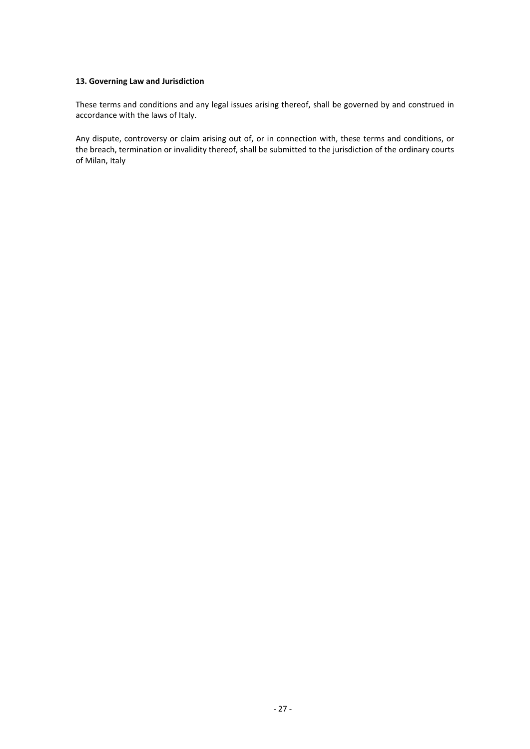**13. Governing Law and Jurisdiction**

These terms and conditions and any legal issues arising thereof, shall be governed by and construed in accordance with the laws of Italy.

Any dispute, controversy or claim arising out of, or in connection with, these terms and conditions, or the breach, termination or invalidity thereof, shall be submitted to the jurisdiction of the ordinary courts of Milan, Italy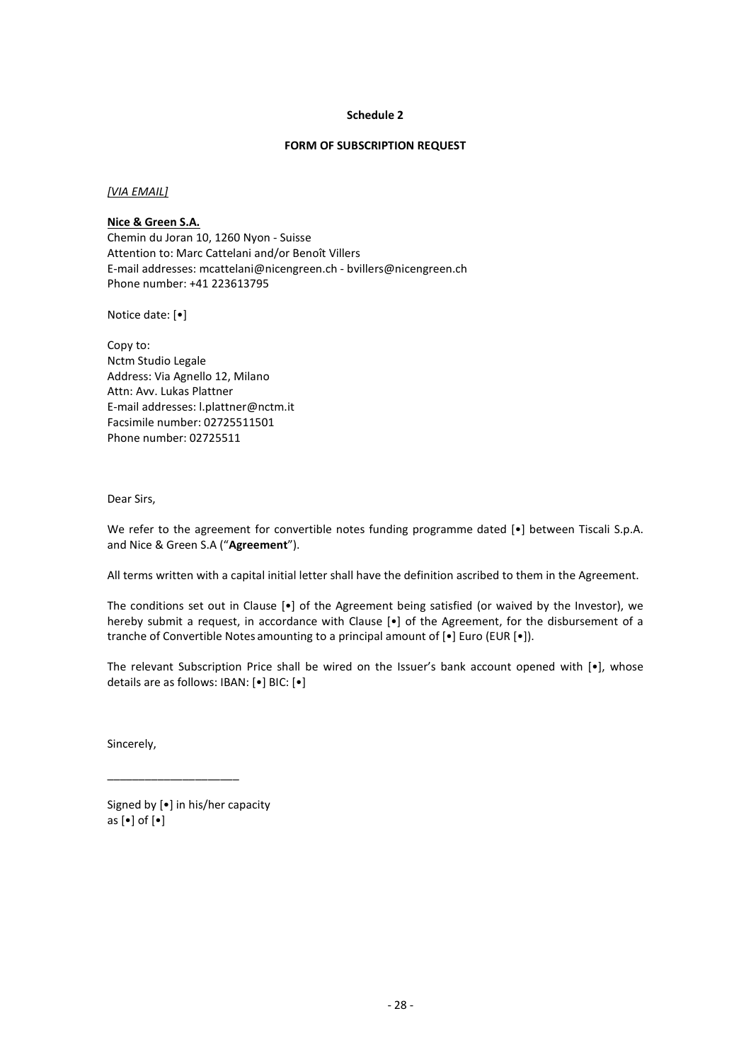**Schedule 2**

**FORM OF SUBSCRIPTION REQUEST**

*[VIA EMAIL]*

**Nice & Green S.A.**
Chemin du Joran 10, 1260 Nyon - Suisse
Attention to: Marc Cattelani and/or Benoît Villers
E-mail addresses: mcattelani@nicengreen.ch - bvillers@nicengreen.ch
Phone number: +41 223613795

Notice date: [•]

Copy to:
Nctm Studio Legale
Address: Via Agnello 12, Milano
Attn: Avv. Lukas Plattner
E-mail addresses: l.plattner@nctm.it
Facsimile number: 02725511501
Phone number: 02725511

Dear Sirs,

We refer to the agreement for convertible notes funding programme dated [•] between Tiscali S.p.A. and Nice & Green S.A ("**Agreement**").

All terms written with a capital initial letter shall have the definition ascribed to them in the Agreement.

The conditions set out in Clause [•] of the Agreement being satisfied (or waived by the Investor), we hereby submit a request, in accordance with Clause [•] of the Agreement, for the disbursement of a tranche of Convertible Notes amounting to a principal amount of [•] Euro (EUR [•]).

The relevant Subscription Price shall be wired on the Issuer's bank account opened with [•], whose details are as follows: IBAN: [•] BIC: [•]

Sincerely,

\_\_\_\_\_\_\_\_\_\_\_\_\_\_\_\_\_\_\_\_\_

Signed by [•] in his/her capacity
as [•] of [•]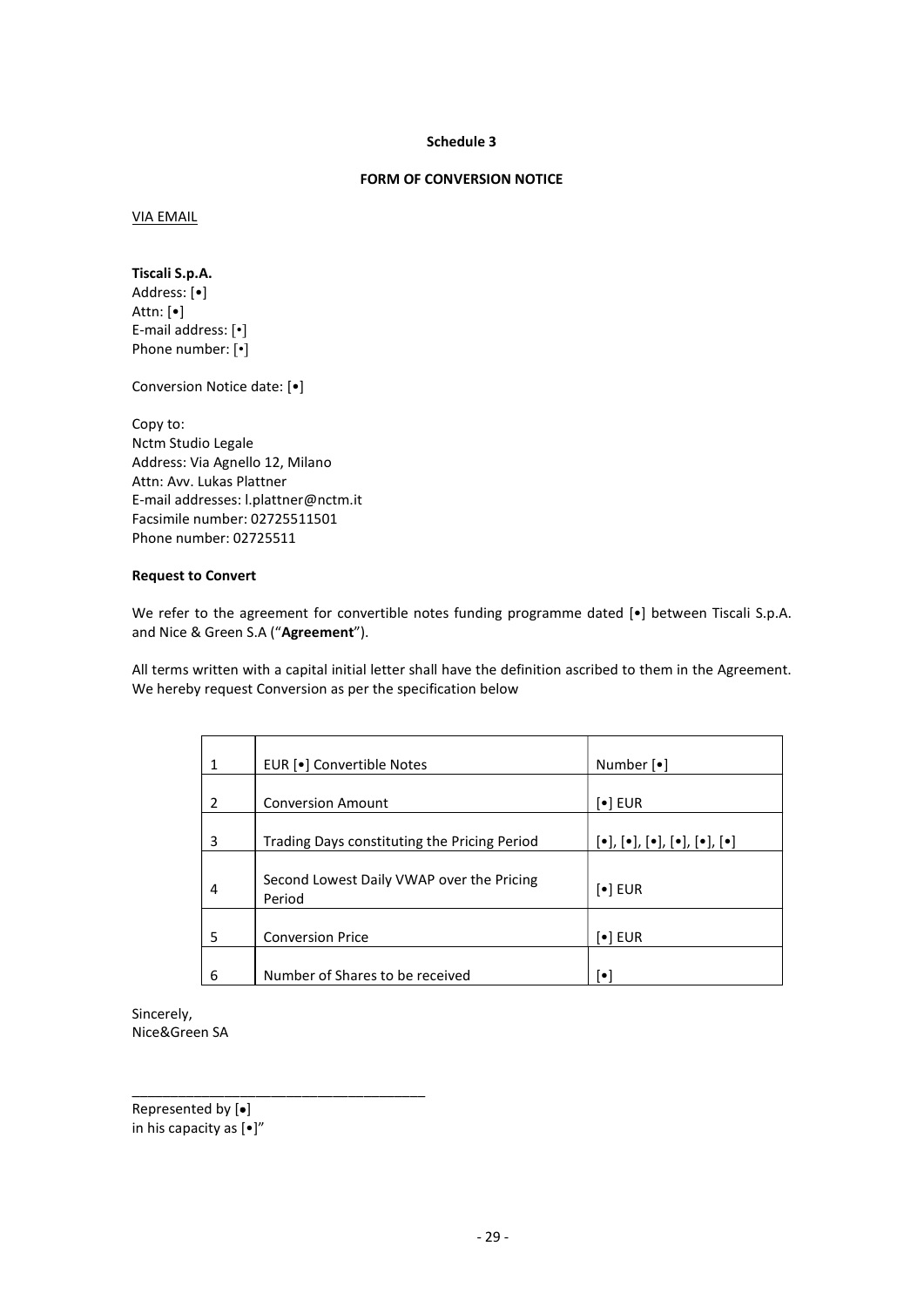**Schedule 3**

**FORM OF CONVERSION NOTICE**

VIA EMAIL

**Tiscali S.p.A.**
Address: [•]
Attn: [•]
E-mail address: [•]
Phone number: [•]

Conversion Notice date: [•]

Copy to:
Nctm Studio Legale
Address: Via Agnello 12, Milano
Attn: Avv. Lukas Plattner
E-mail addresses: l.plattner@nctm.it
Facsimile number: 02725511501
Phone number: 02725511

**Request to Convert**

We refer to the agreement for convertible notes funding programme dated [•] between Tiscali S.p.A. and Nice & Green S.A (“**Agreement**”).

All terms written with a capital initial letter shall have the definition ascribed to them in the Agreement. We hereby request Conversion as per the specification below

| | | |
|---|---|---|
| 1 | EUR [•] Convertible Notes | Number [•] |
| 2 | Conversion Amount | [•] EUR |
| 3 | Trading Days constituting the Pricing Period | [•], [•], [•], [•], [•], [•] |
| 4 | Second Lowest Daily VWAP over the Pricing Period | [•] EUR |
| 5 | Conversion Price | [•] EUR |
| 6 | Number of Shares to be received | [•] |

Sincerely,
Nice&Green SA

\_\_\_\_\_\_\_\_\_\_\_\_\_\_\_\_\_\_\_\_\_\_\_\_\_\_\_\_\_\_\_\_\_\_\_\_\_\_\_\_

Represented by [•]
in his capacity as [•]”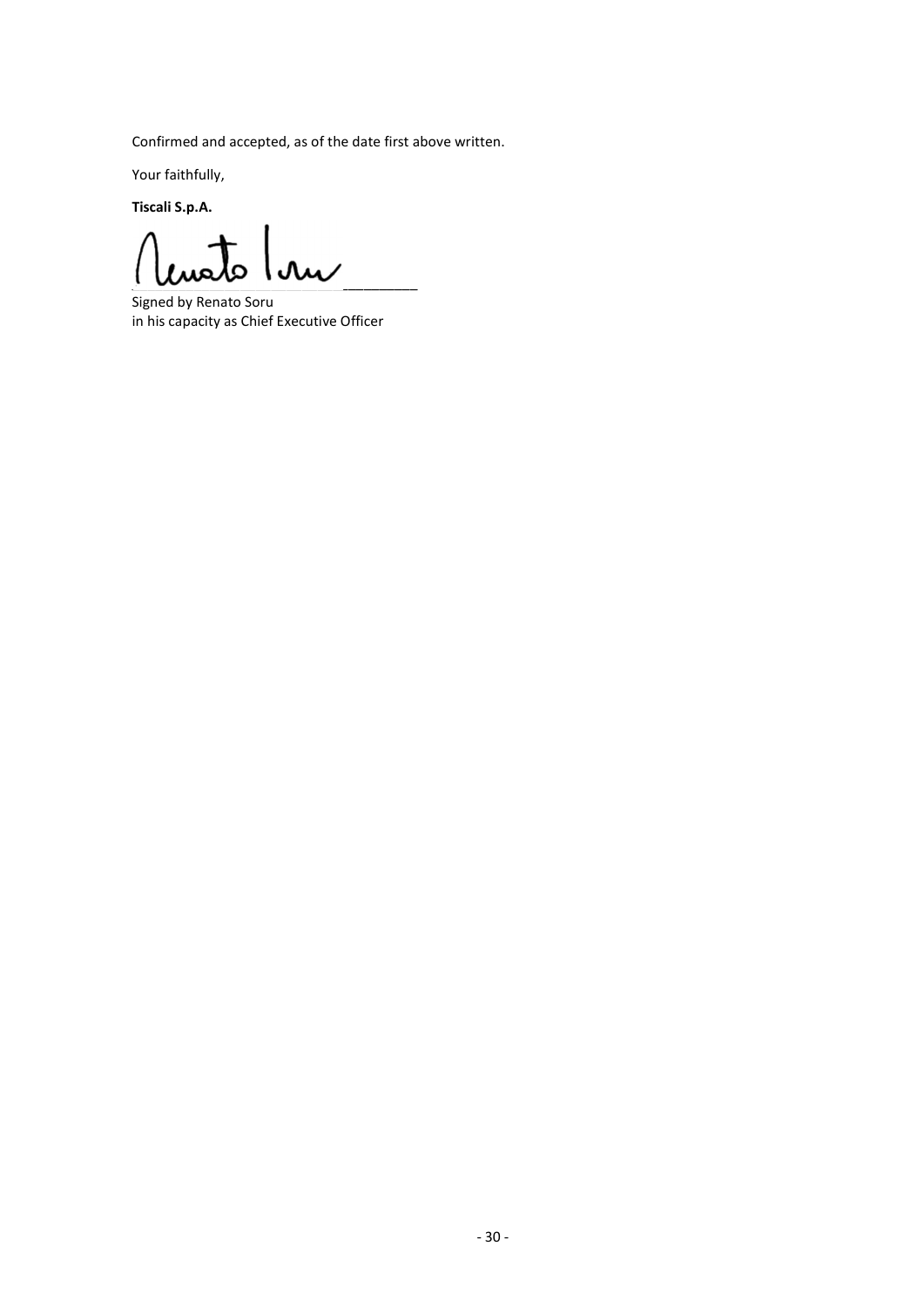Confirmed and accepted, as of the date first above written.

Your faithfully,

**Tiscali S.p.A.**

_________

Signed by Renato Soru
in his capacity as Chief Executive Officer